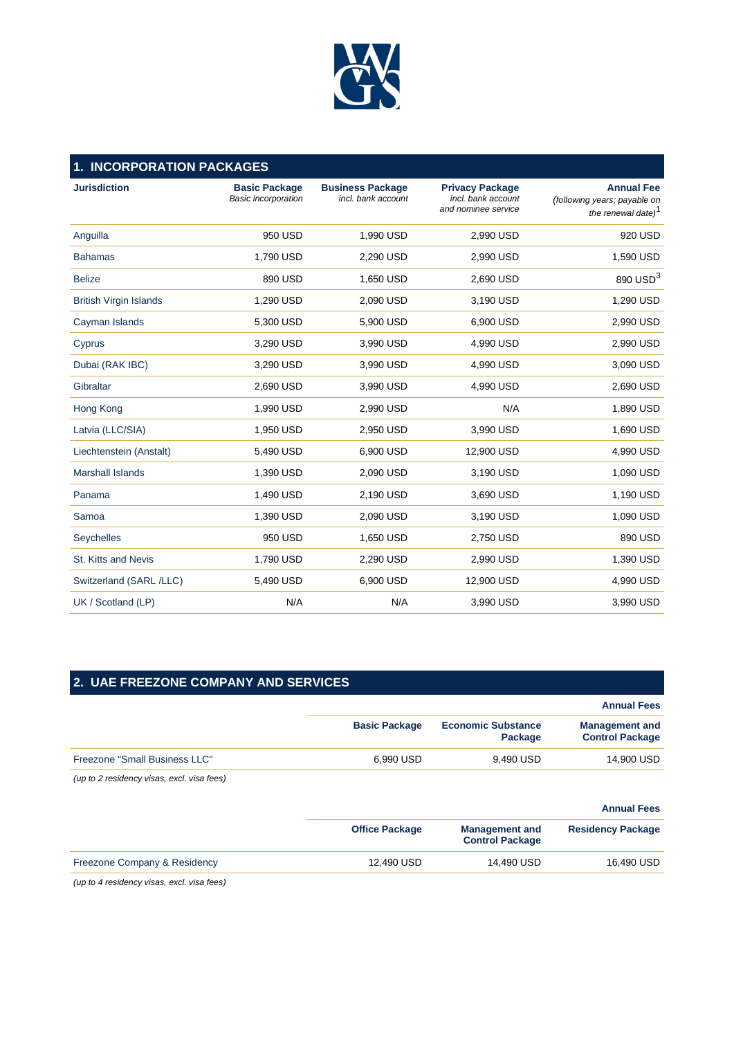## 1. INCORPORATION PACKAGES

| Jurisdiction | Basic Package *Basic incorporation* | Business Package *incl. bank account* | Privacy Package *incl. bank account and nominee service* | Annual Fee *(following years; payable on the renewal date)*[1] |
|---|---|---|---|---|
| Anguilla | 950 USD | 1,990 USD | 2,990 USD | 920 USD |
| Bahamas | 1,790 USD | 2,290 USD | 2,990 USD | 1,590 USD |
| Belize | 890 USD | 1,650 USD | 2,690 USD | 890 USD[3] |
| British Virgin Islands | 1,290 USD | 2,090 USD | 3,190 USD | 1,290 USD |
| Cayman Islands | 5,300 USD | 5,900 USD | 6,900 USD | 2,990 USD |
| Cyprus | 3,290 USD | 3,990 USD | 4,990 USD | 2,990 USD |
| Dubai (RAK IBC) | 3,290 USD | 3,990 USD | 4,990 USD | 3,090 USD |
| Gibraltar | 2,690 USD | 3,990 USD | 4,990 USD | 2,690 USD |
| Hong Kong | 1,990 USD | 2,990 USD | N/A | 1,890 USD |
| Latvia (LLC/SIA) | 1,950 USD | 2,950 USD | 3,990 USD | 1,690 USD |
| Liechtenstein (Anstalt) | 5,490 USD | 6,900 USD | 12,900 USD | 4,990 USD |
| Marshall Islands | 1,390 USD | 2,090 USD | 3,190 USD | 1,090 USD |
| Panama | 1,490 USD | 2,190 USD | 3,690 USD | 1,190 USD |
| Samoa | 1,390 USD | 2,090 USD | 3,190 USD | 1,090 USD |
| Seychelles | 950 USD | 1,650 USD | 2,750 USD | 890 USD |
| St. Kitts and Nevis | 1,790 USD | 2,290 USD | 2,990 USD | 1,390 USD |
| Switzerland (SARL /LLC) | 5,490 USD | 6,900 USD | 12,900 USD | 4,990 USD |
| UK / Scotland (LP) | N/A | N/A | 3,990 USD | 3,990 USD |

## 2. UAE FREEZONE COMPANY AND SERVICES

| | Annual Fees | | |
|---|---|---|---|
| | Basic Package | Economic Substance Package | Management and Control Package |
| Freezone "Small Business LLC" | 6,990 USD | 9,490 USD | 14,900 USD |

*(up to 2 residency visas, excl. visa fees)*

| | Annual Fees | | |
|---|---|---|---|
| | Office Package | Management and Control Package | Residency Package |
| Freezone Company & Residency | 12,490 USD | 14,490 USD | 16,490 USD |

*(up to 4 residency visas, excl. visa fees)*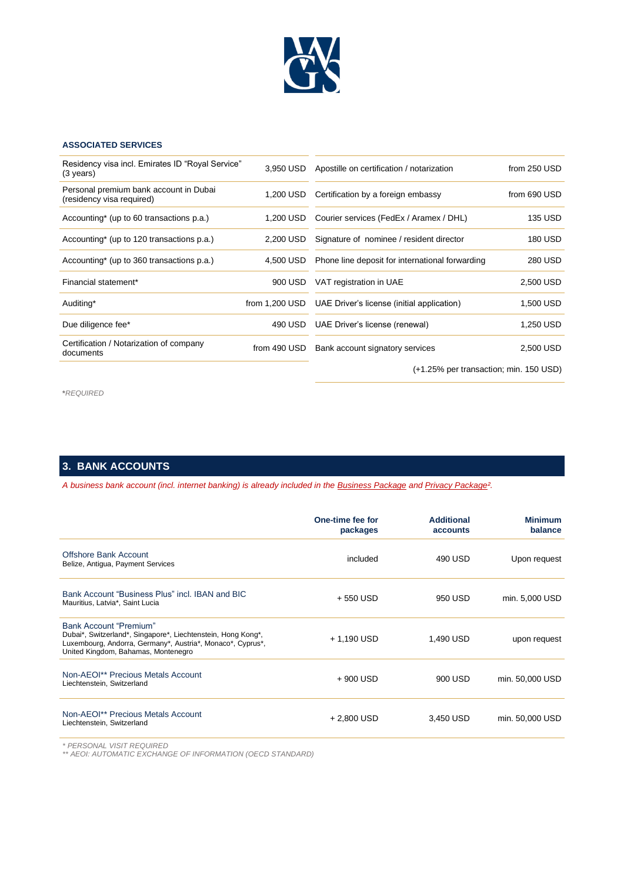### ASSOCIATED SERVICES

| Service | Price | Service | Price |
|---|---|---|---|
| Residency visa incl. Emirates ID "Royal Service" (3 years) | 3,950 USD | Apostille on certification / notarization | from 250 USD |
| Personal premium bank account in Dubai (residency visa required) | 1,200 USD | Certification by a foreign embassy | from 690 USD |
| Accounting* (up to 60 transactions p.a.) | 1,200 USD | Courier services (FedEx / Aramex / DHL) | 135 USD |
| Accounting* (up to 120 transactions p.a.) | 2,200 USD | Signature of nominee / resident director | 180 USD |
| Accounting* (up to 360 transactions p.a.) | 4,500 USD | Phone line deposit for international forwarding | 280 USD |
| Financial statement* | 900 USD | VAT registration in UAE | 2,500 USD |
| Auditing* | from 1,200 USD | UAE Driver's license (initial application) | 1,500 USD |
| Due diligence fee* | 490 USD | UAE Driver's license (renewal) | 1,250 USD |
| Certification / Notarization of company documents | from 490 USD | Bank account signatory services | 2,500 USD |
| | | | (+1.25% per transaction; min. 150 USD) |

*REQUIRED

## 3. BANK ACCOUNTS

*A business bank account (incl. internet banking) is already included in the Business Package and Privacy Package[2].*

| | One-time fee for packages | Additional accounts | Minimum balance |
|---|---|---|---|
| Offshore Bank Account<br>Belize, Antigua, Payment Services | included | 490 USD | Upon request |
| Bank Account "Business Plus" incl. IBAN and BIC<br>Mauritius, Latvia*, Saint Lucia | + 550 USD | 950 USD | min. 5,000 USD |
| Bank Account "Premium"<br>Dubai*, Switzerland*, Singapore*, Liechtenstein, Hong Kong*, Luxembourg, Andorra, Germany*, Austria*, Monaco*, Cyprus*, United Kingdom, Bahamas, Montenegro | + 1,190 USD | 1,490 USD | upon request |
| Non-AEOI** Precious Metals Account<br>Liechtenstein, Switzerland | + 900 USD | 900 USD | min. 50,000 USD |
| Non-AEOI** Precious Metals Account<br>Liechtenstein, Switzerland | + 2,800 USD | 3,450 USD | min. 50,000 USD |

\* PERSONAL VISIT REQUIRED
** AEOI: AUTOMATIC EXCHANGE OF INFORMATION (OECD STANDARD)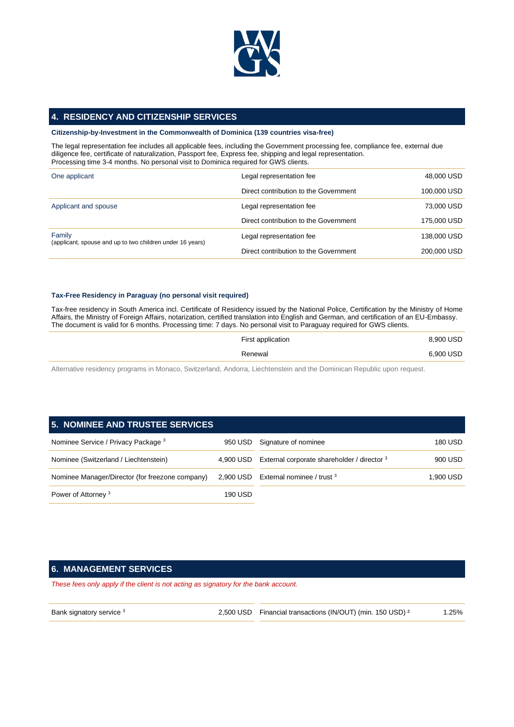## 4. RESIDENCY AND CITIZENSHIP SERVICES

### Citizenship-by-Investment in the Commonwealth of Dominica (139 countries visa-free)

The legal representation fee includes all applicable fees, including the Government processing fee, compliance fee, external due diligence fee, certificate of naturalization, Passport fee, Express fee, shipping and legal representation.
Processing time 3-4 months. No personal visit to Dominica required for GWS clients.

| | | |
|---|---|---|
| One applicant | Legal representation fee | 48,000 USD |
| | Direct contribution to the Government | 100,000 USD |
| Applicant and spouse | Legal representation fee | 73,000 USD |
| | Direct contribution to the Government | 175,000 USD |
| Family (applicant, spouse and up to two children under 16 years) | Legal representation fee | 138,000 USD |
| | Direct contribution to the Government | 200,000 USD |

### Tax-Free Residency in Paraguay (no personal visit required)

Tax-free residency in South America incl. Certificate of Residency issued by the National Police, Certification by the Ministry of Home Affairs, the Ministry of Foreign Affairs, notarization, certified translation into English and German, and certification of an EU-Embassy. The document is valid for 6 months. Processing time: 7 days. No personal visit to Paraguay required for GWS clients.

| | |
|---|---|
| First application | 8,900 USD |
| Renewal | 6,900 USD |

Alternative residency programs in Monaco, Switzerland, Andorra, Liechtenstein and the Dominican Republic upon request.

## 5. NOMINEE AND TRUSTEE SERVICES

| | | | |
|---|---|---|---|
| Nominee Service / Privacy Package [3] | 950 USD | Signature of nominee | 180 USD |
| Nominee (Switzerland / Liechtenstein) | 4,900 USD | External corporate shareholder / director [3] | 900 USD |
| Nominee Manager/Director (for freezone company) | 2,900 USD | External nominee / trust [3] | 1,900 USD |
| Power of Attorney [3] | 190 USD | | |

## 6. MANAGEMENT SERVICES

*These fees only apply if the client is not acting as signatory for the bank account.*

| | | | |
|---|---|---|---|
| Bank signatory service [3] | 2,500 USD | Financial transactions (IN/OUT) (min. 150 USD) [2] | 1.25% |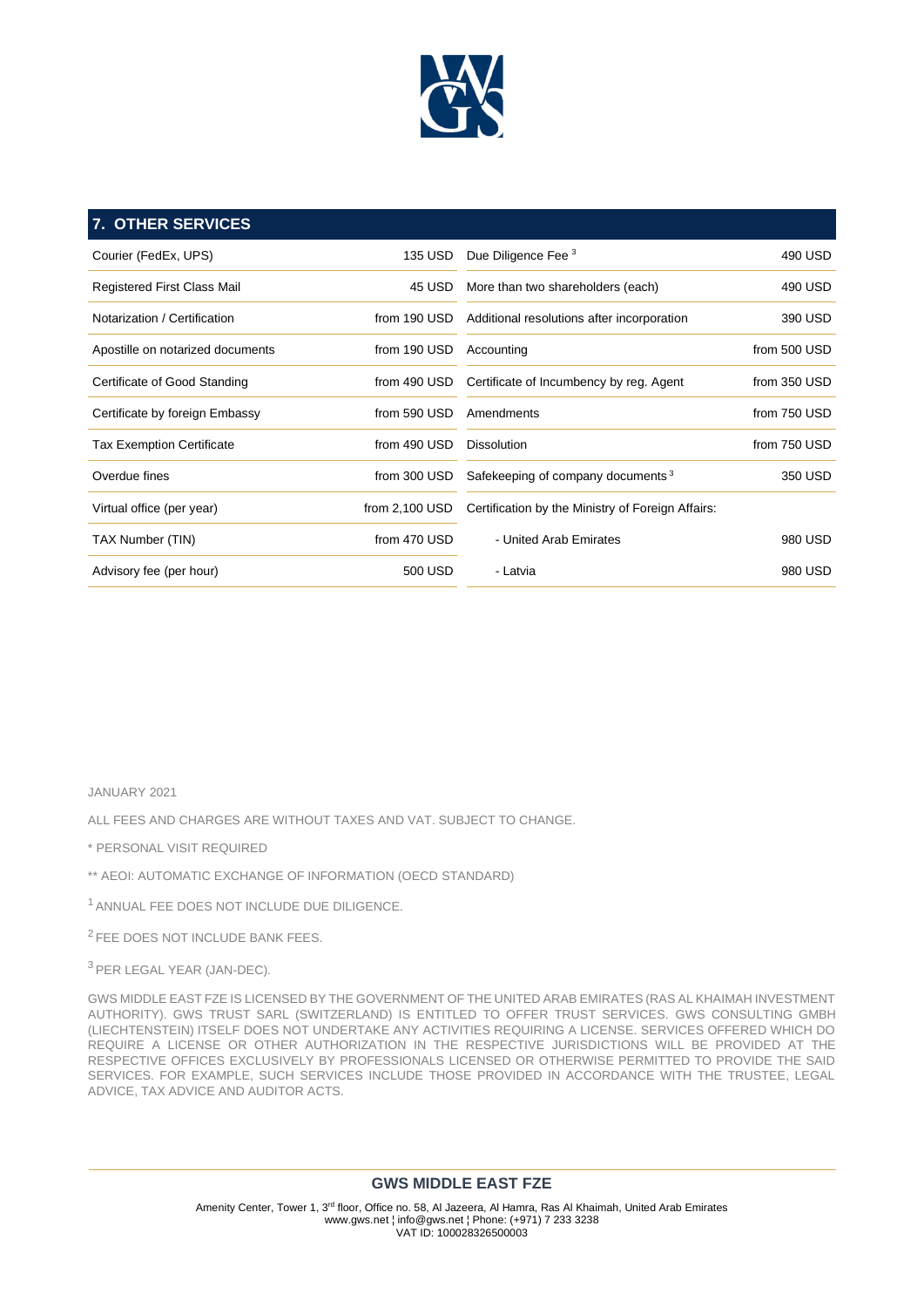## 7. OTHER SERVICES

| | | | |
|---|---|---|---|
| Courier (FedEx, UPS) | 135 USD | Due Diligence Fee [3] | 490 USD |
| Registered First Class Mail | 45 USD | More than two shareholders (each) | 490 USD |
| Notarization / Certification | from 190 USD | Additional resolutions after incorporation | 390 USD |
| Apostille on notarized documents | from 190 USD | Accounting | from 500 USD |
| Certificate of Good Standing | from 490 USD | Certificate of Incumbency by reg. Agent | from 350 USD |
| Certificate by foreign Embassy | from 590 USD | Amendments | from 750 USD |
| Tax Exemption Certificate | from 490 USD | Dissolution | from 750 USD |
| Overdue fines | from 300 USD | Safekeeping of company documents [3] | 350 USD |
| Virtual office (per year) | from 2,100 USD | Certification by the Ministry of Foreign Affairs: | |
| TAX Number (TIN) | from 470 USD | - United Arab Emirates | 980 USD |
| Advisory fee (per hour) | 500 USD | - Latvia | 980 USD |

JANUARY 2021

ALL FEES AND CHARGES ARE WITHOUT TAXES AND VAT. SUBJECT TO CHANGE.

* PERSONAL VISIT REQUIRED

** AEOI: AUTOMATIC EXCHANGE OF INFORMATION (OECD STANDARD)

[1] ANNUAL FEE DOES NOT INCLUDE DUE DILIGENCE.

[2] FEE DOES NOT INCLUDE BANK FEES.

[3] PER LEGAL YEAR (JAN-DEC).

GWS MIDDLE EAST FZE IS LICENSED BY THE GOVERNMENT OF THE UNITED ARAB EMIRATES (RAS AL KHAIMAH INVESTMENT AUTHORITY). GWS TRUST SARL (SWITZERLAND) IS ENTITLED TO OFFER TRUST SERVICES. GWS CONSULTING GMBH (LIECHTENSTEIN) ITSELF DOES NOT UNDERTAKE ANY ACTIVITIES REQUIRING A LICENSE. SERVICES OFFERED WHICH DO REQUIRE A LICENSE OR OTHER AUTHORIZATION IN THE RESPECTIVE JURISDICTIONS WILL BE PROVIDED AT THE RESPECTIVE OFFICES EXCLUSIVELY BY PROFESSIONALS LICENSED OR OTHERWISE PERMITTED TO PROVIDE THE SAID SERVICES. FOR EXAMPLE, SUCH SERVICES INCLUDE THOSE PROVIDED IN ACCORDANCE WITH THE TRUSTEE, LEGAL ADVICE, TAX ADVICE AND AUDITOR ACTS.

**GWS MIDDLE EAST FZE**

Amenity Center, Tower 1, 3rd floor, Office no. 58, Al Jazeera, Al Hamra, Ras Al Khaimah, United Arab Emirates
www.gws.net ¦ info@gws.net ¦ Phone: (+971) 7 233 3238
VAT ID: 100028326500003